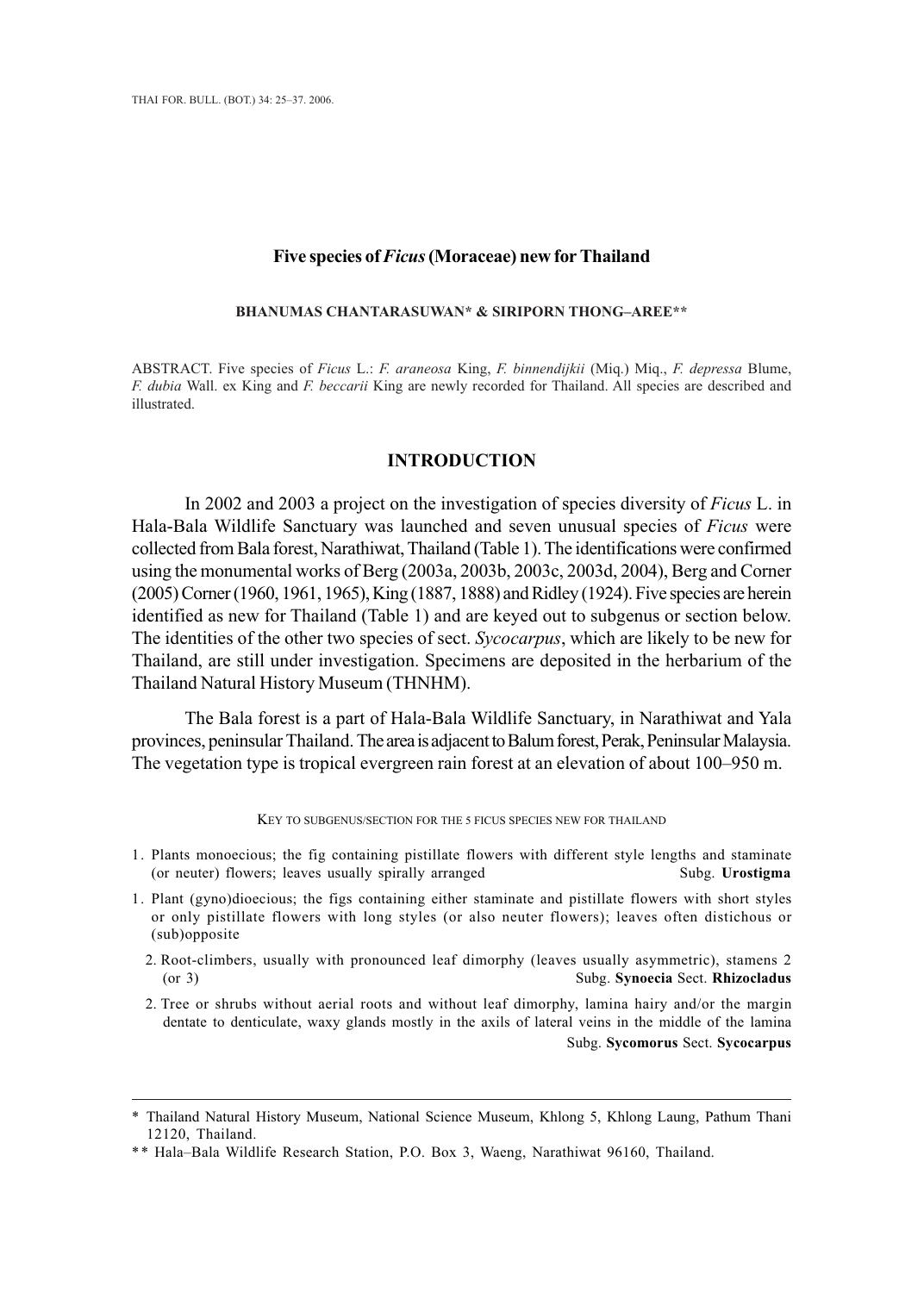# Five species of *Ficus* (Moraceae) new for Thailand

**BHANUMAS CHANTARASUWAN* & SIRIPORN THONG–AREE****

ABSTRACT. Five species of *Ficus* L.: *F. araneosa* King, *F. binnendijkii* (Miq.) Miq., *F. depressa* Blume, *F. dubia* Wall. ex King and *F. beccarii* King are newly recorded for Thailand. All species are described and illustrated.

## INTRODUCTION

In 2002 and 2003 a project on the investigation of species diversity of *Ficus* L. in Hala-Bala Wildlife Sanctuary was launched and seven unusual species of *Ficus* were collected from Bala forest, Narathiwat, Thailand (Table 1). The identifications were confirmed using the monumental works of Berg (2003a, 2003b, 2003c, 2003d, 2004), Berg and Corner (2005) Corner (1960, 1961, 1965), King (1887, 1888) and Ridley (1924). Five species are herein identified as new for Thailand (Table 1) and are keyed out to subgenus or section below. The identities of the other two species of sect. *Sycocarpus*, which are likely to be new for Thailand, are still under investigation. Specimens are deposited in the herbarium of the Thailand Natural History Museum (THNHM).

The Bala forest is a part of Hala-Bala Wildlife Sanctuary, in Narathiwat and Yala provinces, peninsular Thailand. The area is adjacent to Balum forest, Perak, Peninsular Malaysia. The vegetation type is tropical evergreen rain forest at an elevation of about 100–950 m.

KEY TO SUBGENUS/SECTION FOR THE 5 FICUS SPECIES NEW FOR THAILAND

1. Plants monoecious; the fig containing pistillate flowers with different style lengths and staminate (or neuter) flowers; leaves usually spirally arranged — Subg. **Urostigma**
1. Plant (gyno)dioecious; the figs containing either staminate and pistillate flowers with short styles or only pistillate flowers with long styles (or also neuter flowers); leaves often distichous or (sub)opposite
   2. Root-climbers, usually with pronounced leaf dimorphy (leaves usually asymmetric), stamens 2 (or 3) — Subg. **Synoecia** Sect. **Rhizocladus**
   2. Tree or shrubs without aerial roots and without leaf dimorphy, lamina hairy and/or the margin dentate to denticulate, waxy glands mostly in the axils of lateral veins in the middle of the lamina — Subg. **Sycomorus** Sect. **Sycocarpus**

---

\* Thailand Natural History Museum, National Science Museum, Khlong 5, Khlong Laung, Pathum Thani 12120, Thailand.

\** Hala–Bala Wildlife Research Station, P.O. Box 3, Waeng, Narathiwat 96160, Thailand.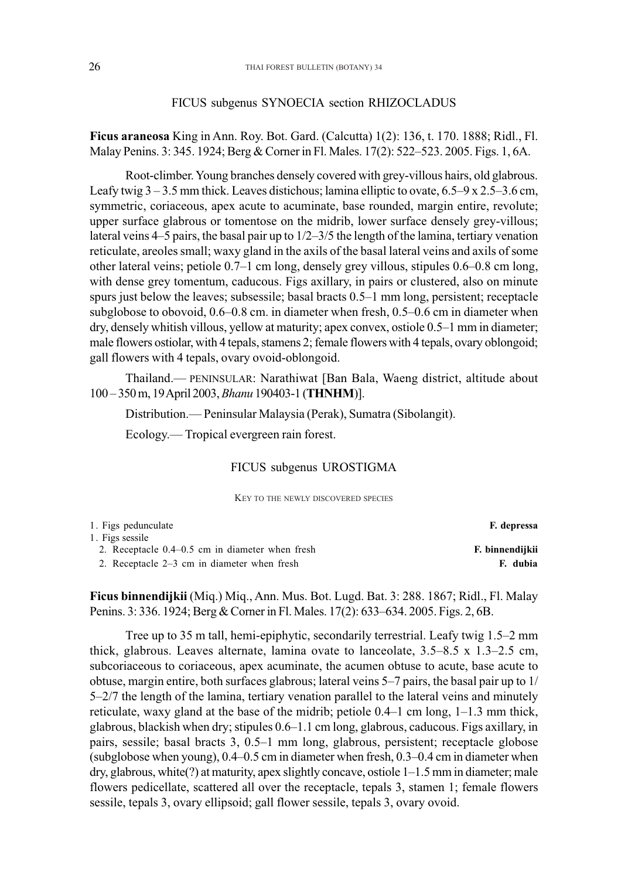## FICUS subgenus SYNOECIA section RHIZOCLADUS

**Ficus araneosa** King in Ann. Roy. Bot. Gard. (Calcutta) 1(2): 136, t. 170. 1888; Ridl., Fl. Malay Penins. 3: 345. 1924; Berg & Corner in Fl. Males. 17(2): 522–523. 2005. Figs. 1, 6A.

Root-climber. Young branches densely covered with grey-villous hairs, old glabrous. Leafy twig 3 – 3.5 mm thick. Leaves distichous; lamina elliptic to ovate, 6.5–9 x 2.5–3.6 cm, symmetric, coriaceous, apex acute to acuminate, base rounded, margin entire, revolute; upper surface glabrous or tomentose on the midrib, lower surface densely grey-villous; lateral veins 4–5 pairs, the basal pair up to 1/2–3/5 the length of the lamina, tertiary venation reticulate, areoles small; waxy gland in the axils of the basal lateral veins and axils of some other lateral veins; petiole 0.7–1 cm long, densely grey villous, stipules 0.6–0.8 cm long, with dense grey tomentum, caducous. Figs axillary, in pairs or clustered, also on minute spurs just below the leaves; subsessile; basal bracts 0.5–1 mm long, persistent; receptacle subglobose to obovoid, 0.6–0.8 cm. in diameter when fresh, 0.5–0.6 cm in diameter when dry, densely whitish villous, yellow at maturity; apex convex, ostiole 0.5–1 mm in diameter; male flowers ostiolar, with 4 tepals, stamens 2; female flowers with 4 tepals, ovary oblongoid; gall flowers with 4 tepals, ovary ovoid-oblongoid.

Thailand.— PENINSULAR: Narathiwat [Ban Bala, Waeng district, altitude about 100 – 350 m, 19 April 2003, *Bhanu* 190403-1 (**THNHM**)].

Distribution.— Peninsular Malaysia (Perak), Sumatra (Sibolangit).

Ecology.— Tropical evergreen rain forest.

## FICUS subgenus UROSTIGMA

### KEY TO THE NEWLY DISCOVERED SPECIES

| | |
|---|---|
| 1. Figs pedunculate | **F. depressa** |
| 1. Figs sessile | |
| 2. Receptacle 0.4–0.5 cm in diameter when fresh | **F. binnendijkii** |
| 2. Receptacle 2–3 cm in diameter when fresh | **F. dubia** |

**Ficus binnendijkii** (Miq.) Miq., Ann. Mus. Bot. Lugd. Bat. 3: 288. 1867; Ridl., Fl. Malay Penins. 3: 336. 1924; Berg & Corner in Fl. Males. 17(2): 633–634. 2005. Figs. 2, 6B.

Tree up to 35 m tall, hemi-epiphytic, secondarily terrestrial. Leafy twig 1.5–2 mm thick, glabrous. Leaves alternate, lamina ovate to lanceolate, 3.5–8.5 x 1.3–2.5 cm, subcoriaceous to coriaceous, apex acuminate, the acumen obtuse to acute, base acute to obtuse, margin entire, both surfaces glabrous; lateral veins 5–7 pairs, the basal pair up to 1/5–2/7 the length of the lamina, tertiary venation parallel to the lateral veins and minutely reticulate, waxy gland at the base of the midrib; petiole 0.4–1 cm long, 1–1.3 mm thick, glabrous, blackish when dry; stipules 0.6–1.1 cm long, glabrous, caducous. Figs axillary, in pairs, sessile; basal bracts 3, 0.5–1 mm long, glabrous, persistent; receptacle globose (subglobose when young), 0.4–0.5 cm in diameter when fresh, 0.3–0.4 cm in diameter when dry, glabrous, white(?) at maturity, apex slightly concave, ostiole 1–1.5 mm in diameter; male flowers pedicellate, scattered all over the receptacle, tepals 3, stamen 1; female flowers sessile, tepals 3, ovary ellipsoid; gall flower sessile, tepals 3, ovary ovoid.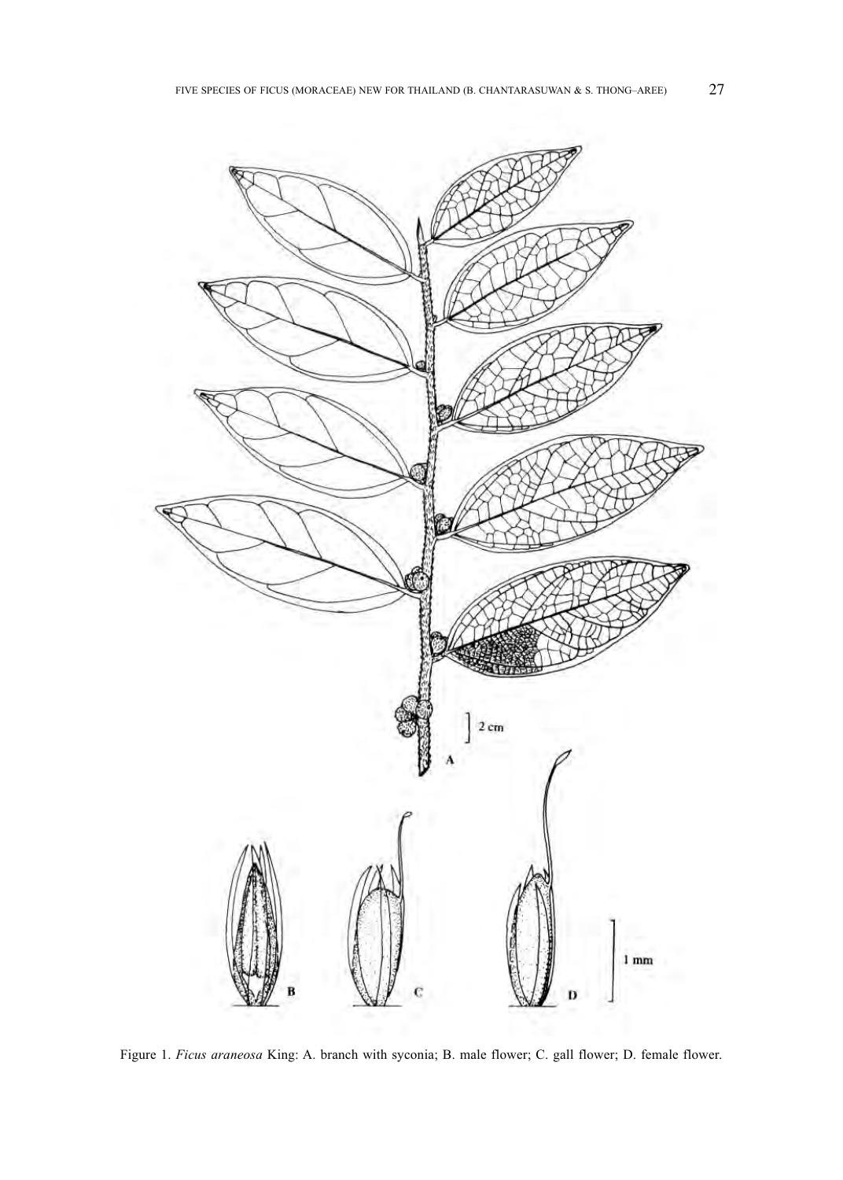Figure 1. *Ficus araneosa* King: A. branch with syconia; B. male flower; C. gall flower; D. female flower.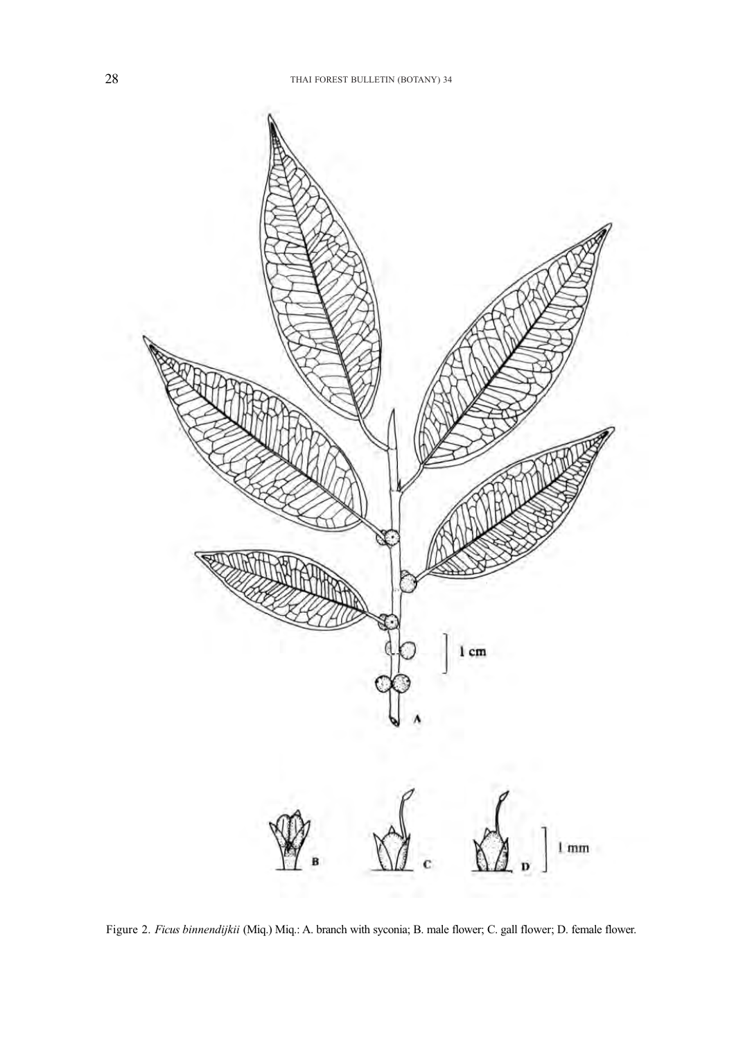Figure 2. *Ficus binnendijkii* (Miq.) Miq.: A. branch with syconia; B. male flower; C. gall flower; D. female flower.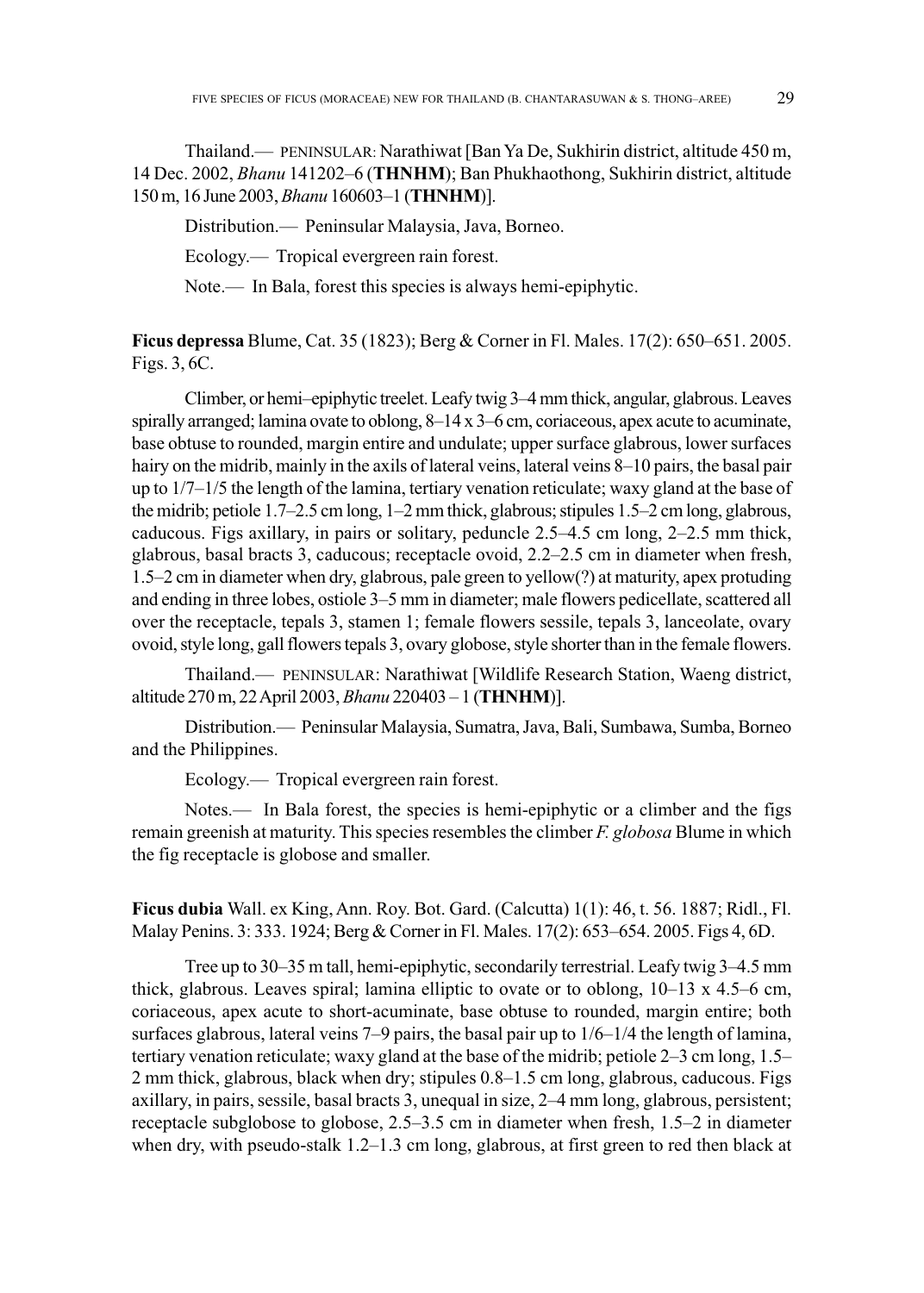Thailand.— PENINSULAR: Narathiwat [Ban Ya De, Sukhirin district, altitude 450 m, 14 Dec. 2002, *Bhanu* 141202–6 (**THNHM**); Ban Phukhaothong, Sukhirin district, altitude 150 m, 16 June 2003, *Bhanu* 160603–1 (**THNHM**)].

Distribution.— Peninsular Malaysia, Java, Borneo.

Ecology.— Tropical evergreen rain forest.

Note.— In Bala, forest this species is always hemi-epiphytic.

**Ficus depressa** Blume, Cat. 35 (1823); Berg & Corner in Fl. Males. 17(2): 650–651. 2005. Figs. 3, 6C.

Climber, or hemi–epiphytic treelet. Leafy twig 3–4 mm thick, angular, glabrous. Leaves spirally arranged; lamina ovate to oblong, 8–14 x 3–6 cm, coriaceous, apex acute to acuminate, base obtuse to rounded, margin entire and undulate; upper surface glabrous, lower surfaces hairy on the midrib, mainly in the axils of lateral veins, lateral veins 8–10 pairs, the basal pair up to 1/7–1/5 the length of the lamina, tertiary venation reticulate; waxy gland at the base of the midrib; petiole 1.7–2.5 cm long, 1–2 mm thick, glabrous; stipules 1.5–2 cm long, glabrous, caducous. Figs axillary, in pairs or solitary, peduncle 2.5–4.5 cm long, 2–2.5 mm thick, glabrous, basal bracts 3, caducous; receptacle ovoid, 2.2–2.5 cm in diameter when fresh, 1.5–2 cm in diameter when dry, glabrous, pale green to yellow(?) at maturity, apex protuding and ending in three lobes, ostiole 3–5 mm in diameter; male flowers pedicellate, scattered all over the receptacle, tepals 3, stamen 1; female flowers sessile, tepals 3, lanceolate, ovary ovoid, style long, gall flowers tepals 3, ovary globose, style shorter than in the female flowers.

Thailand.— PENINSULAR: Narathiwat [Wildlife Research Station, Waeng district, altitude 270 m, 22 April 2003, *Bhanu* 220403 – 1 (**THNHM**)].

Distribution.— Peninsular Malaysia, Sumatra, Java, Bali, Sumbawa, Sumba, Borneo and the Philippines.

Ecology.— Tropical evergreen rain forest.

Notes.— In Bala forest, the species is hemi-epiphytic or a climber and the figs remain greenish at maturity. This species resembles the climber *F. globosa* Blume in which the fig receptacle is globose and smaller.

**Ficus dubia** Wall. ex King, Ann. Roy. Bot. Gard. (Calcutta) 1(1): 46, t. 56. 1887; Ridl., Fl. Malay Penins. 3: 333. 1924; Berg & Corner in Fl. Males. 17(2): 653–654. 2005. Figs 4, 6D.

Tree up to 30–35 m tall, hemi-epiphytic, secondarily terrestrial. Leafy twig 3–4.5 mm thick, glabrous. Leaves spiral; lamina elliptic to ovate or to oblong, 10–13 x 4.5–6 cm, coriaceous, apex acute to short-acuminate, base obtuse to rounded, margin entire; both surfaces glabrous, lateral veins 7–9 pairs, the basal pair up to 1/6–1/4 the length of lamina, tertiary venation reticulate; waxy gland at the base of the midrib; petiole 2–3 cm long, 1.5–2 mm thick, glabrous, black when dry; stipules 0.8–1.5 cm long, glabrous, caducous. Figs axillary, in pairs, sessile, basal bracts 3, unequal in size, 2–4 mm long, glabrous, persistent; receptacle subglobose to globose, 2.5–3.5 cm in diameter when fresh, 1.5–2 in diameter when dry, with pseudo-stalk 1.2–1.3 cm long, glabrous, at first green to red then black at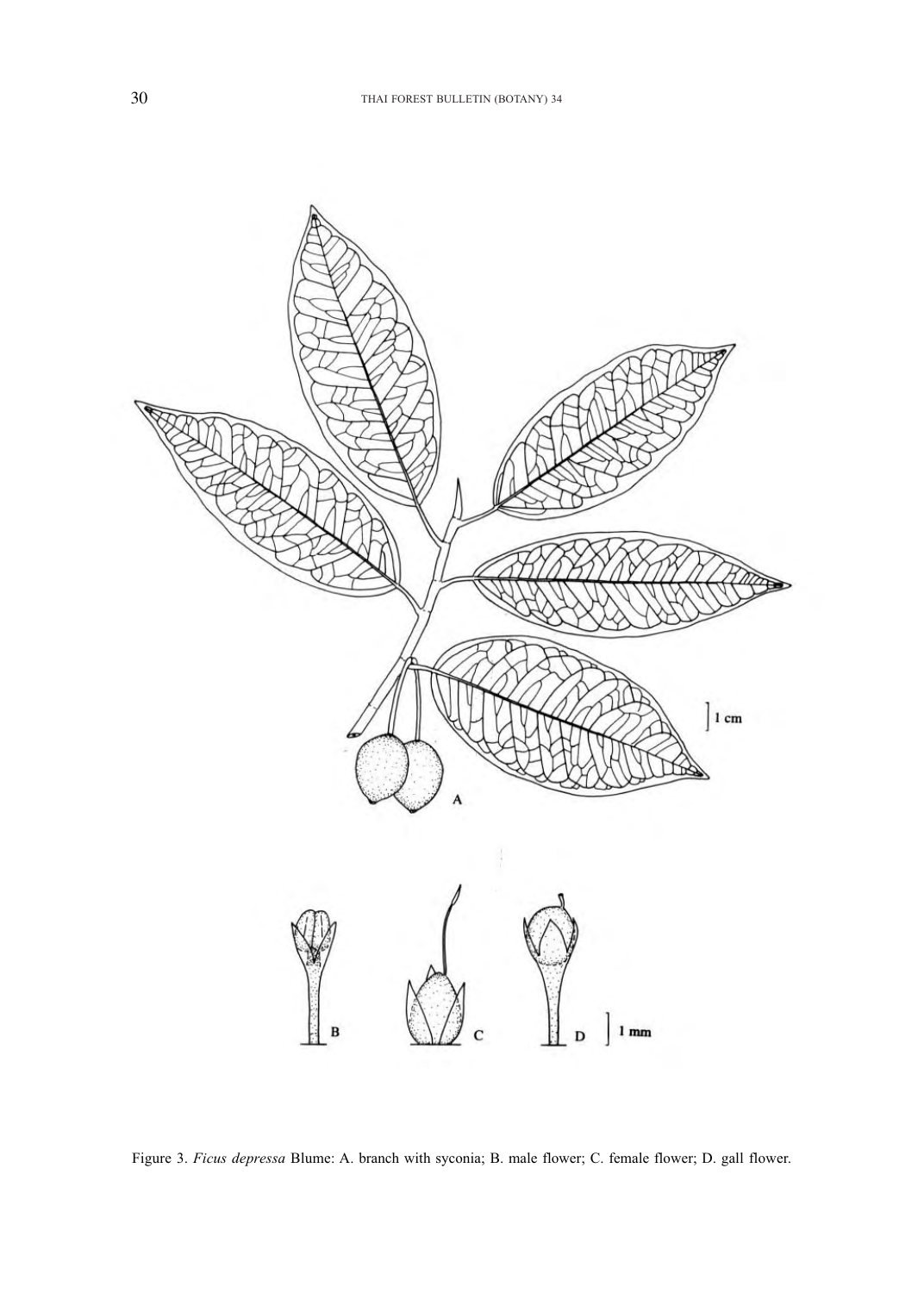Figure 3. *Ficus depressa* Blume: A. branch with syconia; B. male flower; C. female flower; D. gall flower.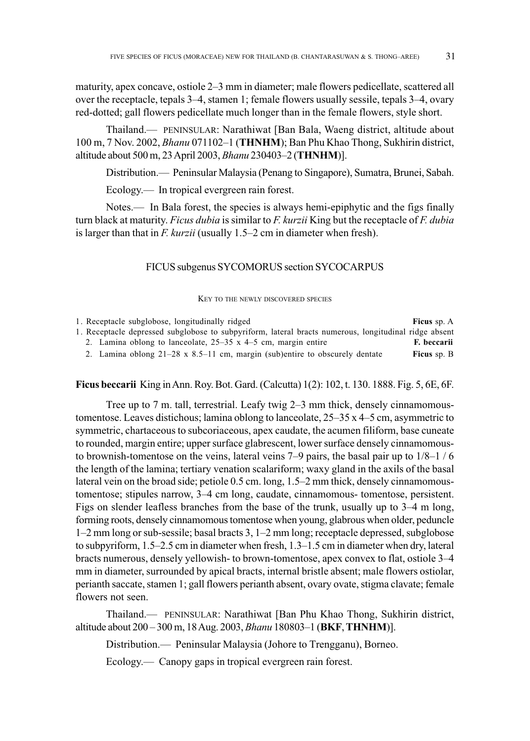maturity, apex concave, ostiole 2–3 mm in diameter; male flowers pedicellate, scattered all over the receptacle, tepals 3–4, stamen 1; female flowers usually sessile, tepals 3–4, ovary red-dotted; gall flowers pedicellate much longer than in the female flowers, style short.

Thailand.— PENINSULAR: Narathiwat [Ban Bala, Waeng district, altitude about 100 m, 7 Nov. 2002, *Bhanu* 071102–1 (**THNHM**); Ban Phu Khao Thong, Sukhirin district, altitude about 500 m, 23 April 2003, *Bhanu* 230403–2 (**THNHM**)].

Distribution.— Peninsular Malaysia (Penang to Singapore), Sumatra, Brunei, Sabah.

Ecology.— In tropical evergreen rain forest.

Notes.— In Bala forest, the species is always hemi-epiphytic and the figs finally turn black at maturity. *Ficus dubia* is similar to *F. kurzii* King but the receptacle of *F. dubia* is larger than that in *F. kurzii* (usually 1.5–2 cm in diameter when fresh).

## FICUS subgenus SYCOMORUS section SYCOCARPUS

### KEY TO THE NEWLY DISCOVERED SPECIES

1. Receptacle subglobose, longitudinally ridged — **Ficus** sp. A
1. Receptacle depressed subglobose to subpyriform, lateral bracts numerous, longitudinal ridge absent
   2. Lamina oblong to lanceolate, 25–35 x 4–5 cm, margin entire — **F. beccarii**
   2. Lamina oblong 21–28 x 8.5–11 cm, margin (sub)entire to obscurely dentate — **Ficus** sp. B

**Ficus beccarii** King in Ann. Roy. Bot. Gard. (Calcutta) 1(2): 102, t. 130. 1888. Fig. 5, 6E, 6F.

Tree up to 7 m. tall, terrestrial. Leafy twig 2–3 mm thick, densely cinnamomous-tomentose. Leaves distichous; lamina oblong to lanceolate, 25–35 x 4–5 cm, asymmetric to symmetric, chartaceous to subcoriaceous, apex caudate, the acumen filiform, base cuneate to rounded, margin entire; upper surface glabrescent, lower surface densely cinnamomous- to brownish-tomentose on the veins, lateral veins 7–9 pairs, the basal pair up to 1/8–1 / 6 the length of the lamina; tertiary venation scalariform; waxy gland in the axils of the basal lateral vein on the broad side; petiole 0.5 cm. long, 1.5–2 mm thick, densely cinnamomous-tomentose; stipules narrow, 3–4 cm long, caudate, cinnamomous- tomentose, persistent. Figs on slender leafless branches from the base of the trunk, usually up to 3–4 m long, forming roots, densely cinnamomous tomentose when young, glabrous when older, peduncle 1–2 mm long or sub-sessile; basal bracts 3, 1–2 mm long; receptacle depressed, subglobose to subpyriform, 1.5–2.5 cm in diameter when fresh, 1.3–1.5 cm in diameter when dry, lateral bracts numerous, densely yellowish- to brown-tomentose, apex convex to flat, ostiole 3–4 mm in diameter, surrounded by apical bracts, internal bristle absent; male flowers ostiolar, perianth saccate, stamen 1; gall flowers perianth absent, ovary ovate, stigma clavate; female flowers not seen.

Thailand.— PENINSULAR: Narathiwat [Ban Phu Khao Thong, Sukhirin district, altitude about 200 – 300 m, 18 Aug. 2003, *Bhanu* 180803–1 (**BKF**, **THNHM**)].

Distribution.— Peninsular Malaysia (Johore to Trengganu), Borneo.

Ecology.— Canopy gaps in tropical evergreen rain forest.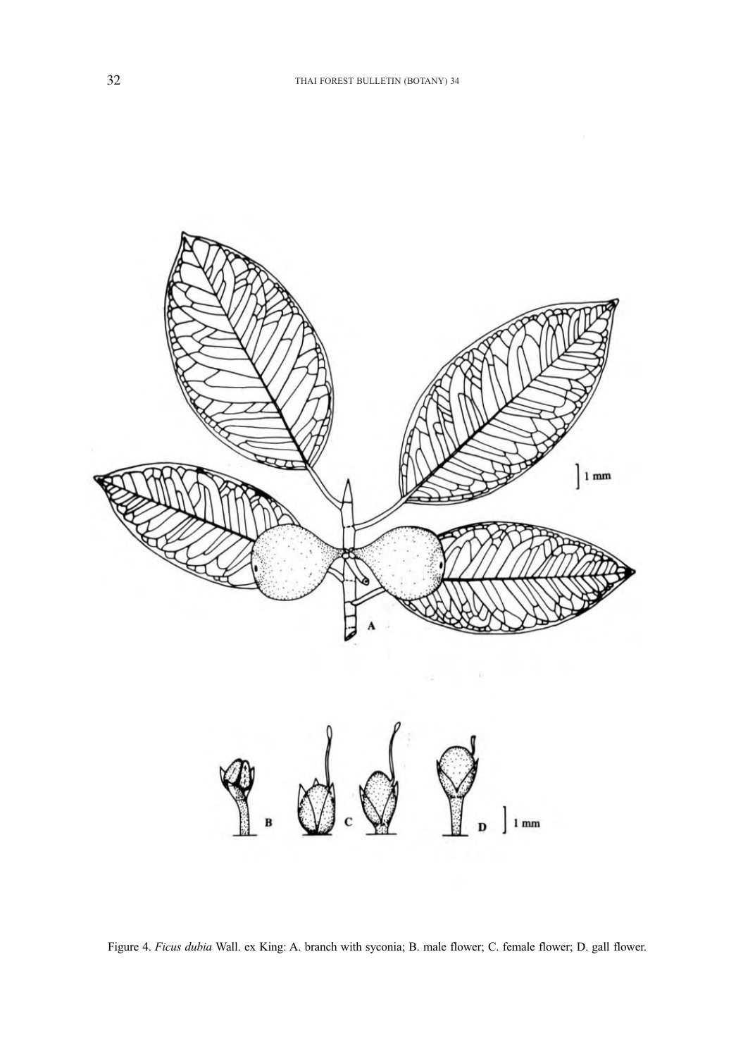Figure 4. *Ficus dubia* Wall. ex King: A. branch with syconia; B. male flower; C. female flower; D. gall flower.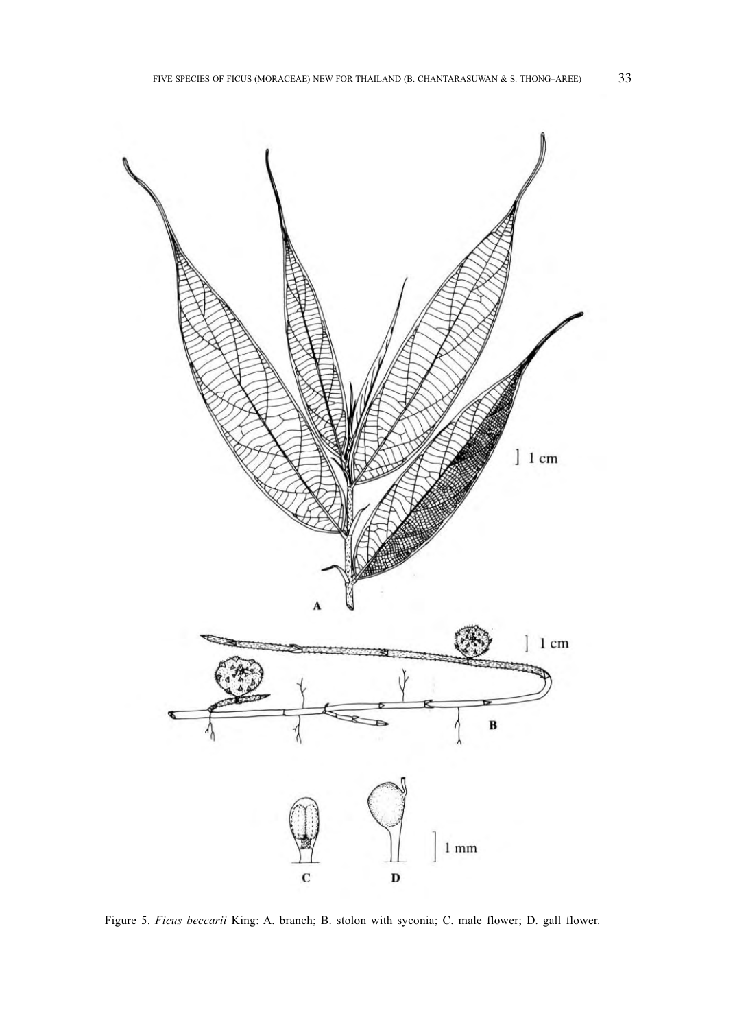Figure 5. *Ficus beccarii* King: A. branch; B. stolon with syconia; C. male flower; D. gall flower.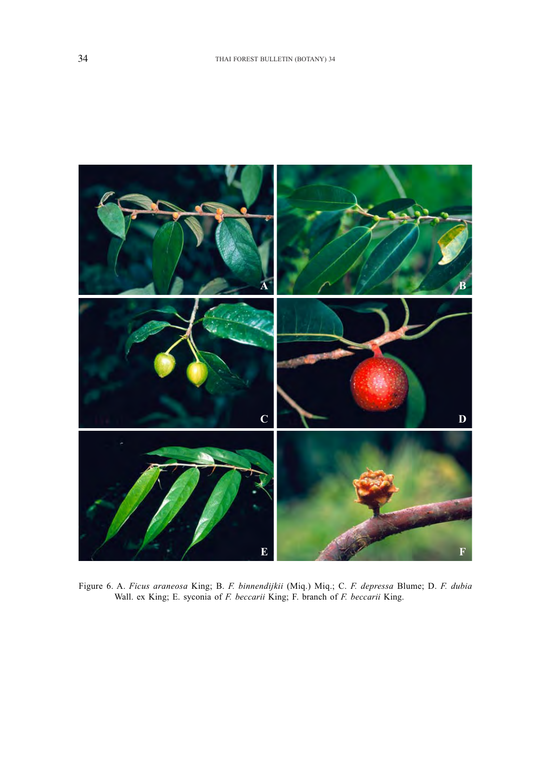Figure 6. A. *Ficus araneosa* King; B. *F. binnendijkii* (Miq.) Miq.; C. *F. depressa* Blume; D. *F. dubia* Wall. ex King; E. syconia of *F. beccarii* King; F. branch of *F. beccarii* King.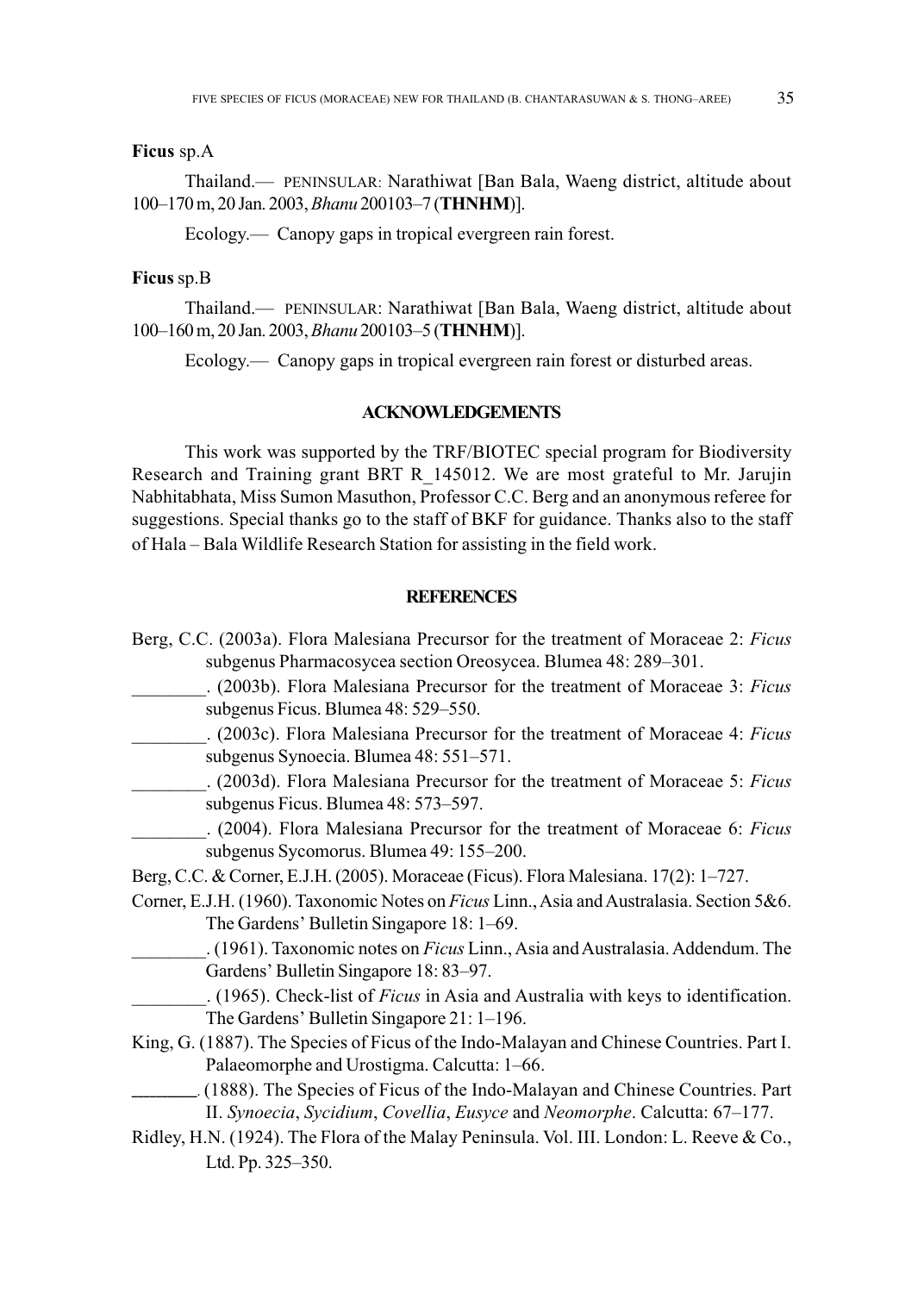**Ficus** sp.A

Thailand.— PENINSULAR: Narathiwat [Ban Bala, Waeng district, altitude about 100–170 m, 20 Jan. 2003, *Bhanu* 200103–7 (**THNHM**)].

Ecology.— Canopy gaps in tropical evergreen rain forest.

**Ficus** sp.B

Thailand.— PENINSULAR: Narathiwat [Ban Bala, Waeng district, altitude about 100–160 m, 20 Jan. 2003, *Bhanu* 200103–5 (**THNHM**)].

Ecology.— Canopy gaps in tropical evergreen rain forest or disturbed areas.

## ACKNOWLEDGEMENTS

This work was supported by the TRF/BIOTEC special program for Biodiversity Research and Training grant BRT R_145012. We are most grateful to Mr. Jarujin Nabhitabhata, Miss Sumon Masuthon, Professor C.C. Berg and an anonymous referee for suggestions. Special thanks go to the staff of BKF for guidance. Thanks also to the staff of Hala – Bala Wildlife Research Station for assisting in the field work.

## REFERENCES

Berg, C.C. (2003a). Flora Malesiana Precursor for the treatment of Moraceae 2: *Ficus* subgenus Pharmacosycea section Oreosycea. Blumea 48: 289–301.

________. (2003b). Flora Malesiana Precursor for the treatment of Moraceae 3: *Ficus* subgenus Ficus. Blumea 48: 529–550.

________. (2003c). Flora Malesiana Precursor for the treatment of Moraceae 4: *Ficus* subgenus Synoecia. Blumea 48: 551–571.

________. (2003d). Flora Malesiana Precursor for the treatment of Moraceae 5: *Ficus* subgenus Ficus. Blumea 48: 573–597.

________. (2004). Flora Malesiana Precursor for the treatment of Moraceae 6: *Ficus* subgenus Sycomorus. Blumea 49: 155–200.

Berg, C.C. & Corner, E.J.H. (2005). Moraceae (Ficus). Flora Malesiana. 17(2): 1–727.

Corner, E.J.H. (1960). Taxonomic Notes on *Ficus* Linn., Asia and Australasia. Section 5&6. The Gardens' Bulletin Singapore 18: 1–69.

________. (1961). Taxonomic notes on *Ficus* Linn., Asia and Australasia. Addendum. The Gardens' Bulletin Singapore 18: 83–97.

________. (1965). Check-list of *Ficus* in Asia and Australia with keys to identification. The Gardens' Bulletin Singapore 21: 1–196.

King, G. (1887). The Species of Ficus of the Indo-Malayan and Chinese Countries. Part I. Palaeomorphe and Urostigma. Calcutta: 1–66.

________. (1888). The Species of Ficus of the Indo-Malayan and Chinese Countries. Part II. *Synoecia*, *Sycidium*, *Covellia*, *Eusyce* and *Neomorphe*. Calcutta: 67–177.

Ridley, H.N. (1924). The Flora of the Malay Peninsula. Vol. III. London: L. Reeve & Co., Ltd. Pp. 325–350.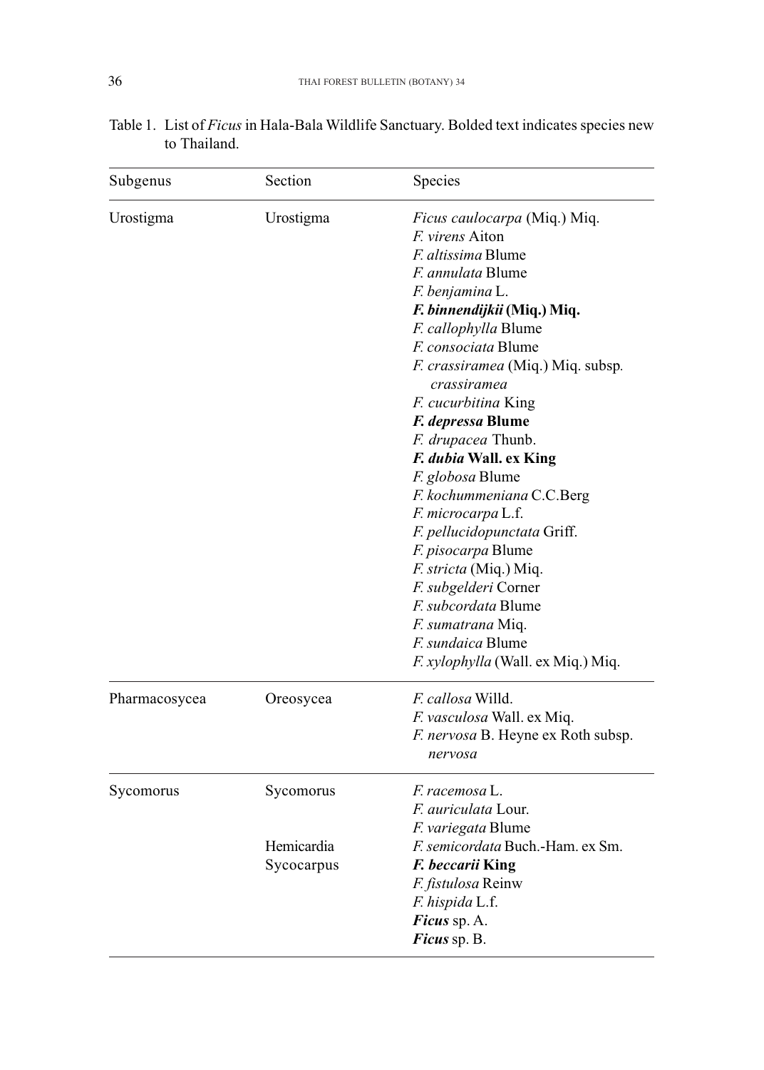Table 1. List of *Ficus* in Hala-Bala Wildlife Sanctuary. Bolded text indicates species new to Thailand.

| Subgenus | Section | Species |
|---|---|---|
| Urostigma | Urostigma | *Ficus caulocarpa* (Miq.) Miq. |
| | | *F. virens* Aiton |
| | | *F. altissima* Blume |
| | | *F. annulata* Blume |
| | | *F. benjamina* L. |
| | | ***F. binnendijkii*** **(Miq.) Miq.** |
| | | *F. callophylla* Blume |
| | | *F. consociata* Blume |
| | | *F. crassiramea* (Miq.) Miq. subsp. *crassiramea* |
| | | *F. cucurbitina* King |
| | | ***F. depressa*** **Blume** |
| | | *F. drupacea* Thunb. |
| | | ***F. dubia*** **Wall. ex King** |
| | | *F. globosa* Blume |
| | | *F. kochummeniana* C.C.Berg |
| | | *F. microcarpa* L.f. |
| | | *F. pellucidopunctata* Griff. |
| | | *F. pisocarpa* Blume |
| | | *F. stricta* (Miq.) Miq. |
| | | *F. subgelderi* Corner |
| | | *F. subcordata* Blume |
| | | *F. sumatrana* Miq. |
| | | *F. sundaica* Blume |
| | | *F. xylophylla* (Wall. ex Miq.) Miq. |
| Pharmacosycea | Oreosycea | *F. callosa* Willd. |
| | | *F. vasculosa* Wall. ex Miq. |
| | | *F. nervosa* B. Heyne ex Roth subsp. *nervosa* |
| Sycomorus | Sycomorus | *F. racemosa* L. |
| | | *F. auriculata* Lour. |
| | | *F. variegata* Blume |
| | Hemicardia | *F. semicordata* Buch.-Ham. ex Sm. |
| | Sycocarpus | ***F. beccarii*** **King** |
| | | *F. fistulosa* Reinw |
| | | *F. hispida* L.f. |
| | | ***Ficus*** sp. A. |
| | | ***Ficus*** sp. B. |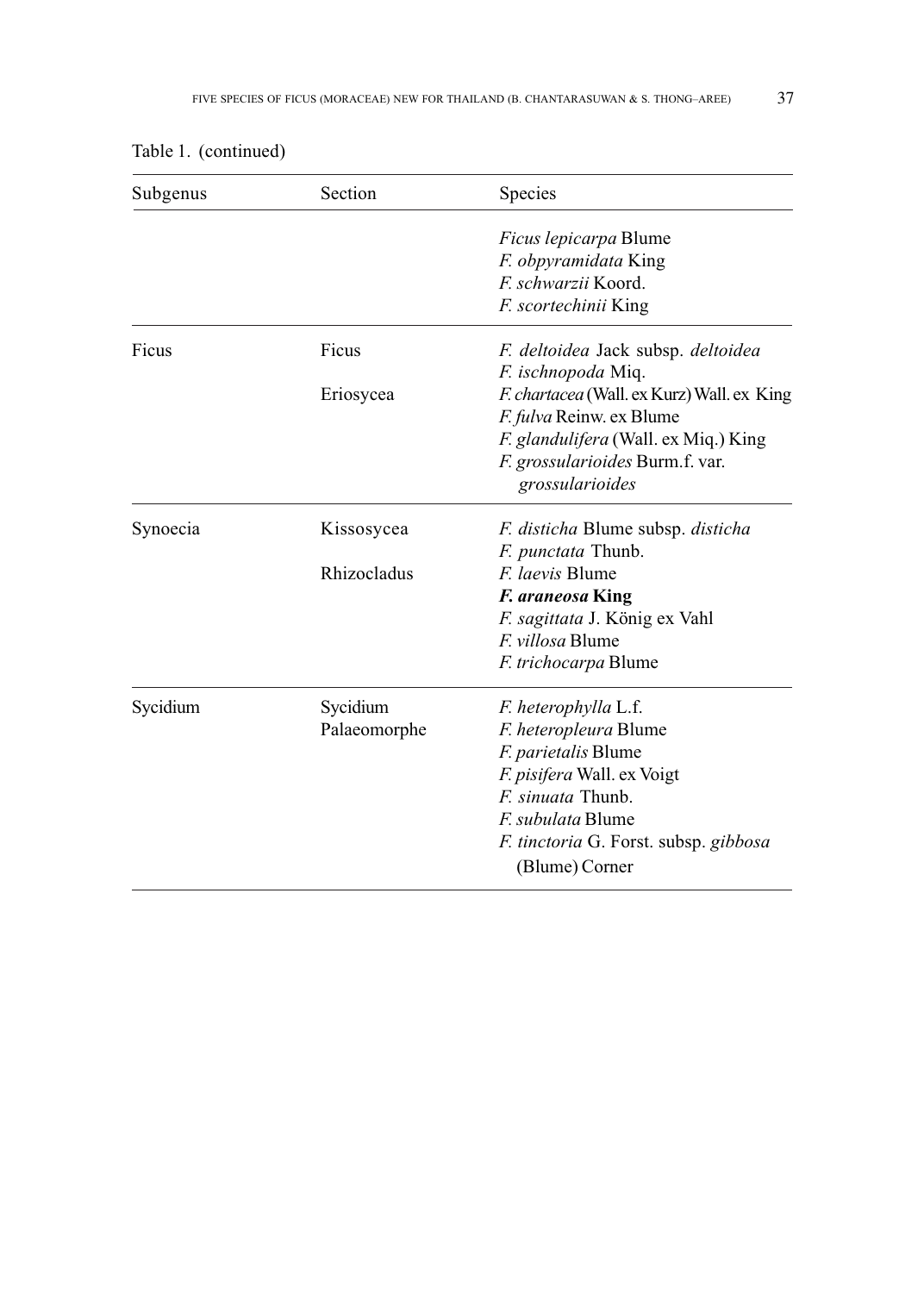Table 1. (continued)

| Subgenus | Section | Species |
|---|---|---|
| | | *Ficus lepicarpa* Blume |
| | | *F. obpyramidata* King |
| | | *F. schwarzii* Koord. |
| | | *F. scortechinii* King |
| Ficus | Ficus | *F. deltoidea* Jack subsp. *deltoidea* |
| | | *F. ischnopoda* Miq. |
| | Eriosycea | *F. chartacea* (Wall. ex Kurz) Wall. ex King |
| | | *F. fulva* Reinw. ex Blume |
| | | *F. glandulifera* (Wall. ex Miq.) King |
| | | *F. grossularioides* Burm.f. var. *grossularioides* |
| Synoecia | Kissosycea | *F. disticha* Blume subsp. *disticha* |
| | | *F. punctata* Thunb. |
| | Rhizocladus | *F. laevis* Blume |
| | | ***F. araneosa* King** |
| | | *F. sagittata* J. König ex Vahl |
| | | *F. villosa* Blume |
| | | *F. trichocarpa* Blume |
| Sycidium | Sycidium | *F. heterophylla* L.f. |
| | Palaeomorphe | *F. heteropleura* Blume |
| | | *F. parietalis* Blume |
| | | *F. pisifera* Wall. ex Voigt |
| | | *F. sinuata* Thunb. |
| | | *F. subulata* Blume |
| | | *F. tinctoria* G. Forst. subsp. *gibbosa* (Blume) Corner |